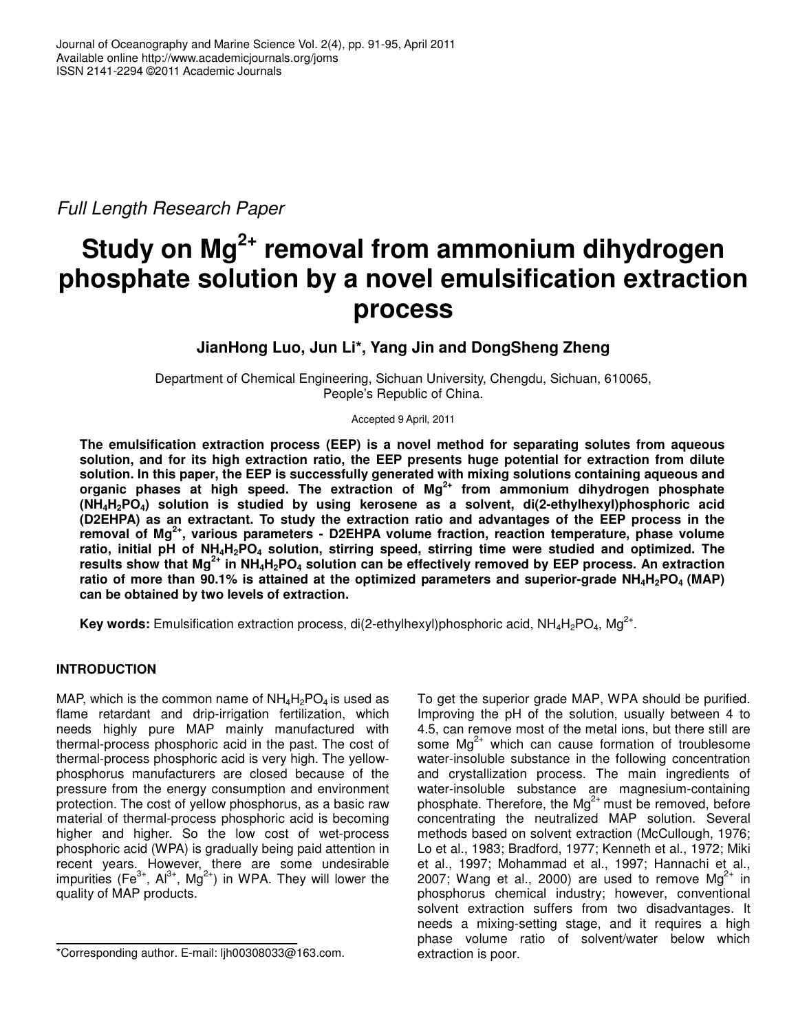*Full Length Research Paper*

# Study on $Mg^{2+}$ removal from ammonium dihydrogen phosphate solution by a novel emulsification extraction process

**JianHong Luo, Jun Li\*, Yang Jin and DongSheng Zheng**

Department of Chemical Engineering, Sichuan University, Chengdu, Sichuan, 610065, People's Republic of China.

Accepted 9 April, 2011

**The emulsification extraction process (EEP) is a novel method for separating solutes from aqueous solution, and for its high extraction ratio, the EEP presents huge potential for extraction from dilute solution. In this paper, the EEP is successfully generated with mixing solutions containing aqueous and organic phases at high speed. The extraction of $Mg^{2+}$ from ammonium dihydrogen phosphate ($NH_4H_2PO_4$) solution is studied by using kerosene as a solvent, di(2-ethylhexyl)phosphoric acid (D2EHPA) as an extractant. To study the extraction ratio and advantages of the EEP process in the removal of $Mg^{2+}$, various parameters - D2EHPA volume fraction, reaction temperature, phase volume ratio, initial pH of $NH_4H_2PO_4$ solution, stirring speed, stirring time were studied and optimized. The results show that $Mg^{2+}$ in $NH_4H_2PO_4$ solution can be effectively removed by EEP process. An extraction ratio of more than 90.1% is attained at the optimized parameters and superior-grade $NH_4H_2PO_4$ (MAP) can be obtained by two levels of extraction.**

**Key words:** Emulsification extraction process, di(2-ethylhexyl)phosphoric acid, $NH_4H_2PO_4$, $Mg^{2+}$.

## INTRODUCTION

MAP, which is the common name of $NH_4H_2PO_4$ is used as flame retardant and drip-irrigation fertilization, which needs highly pure MAP mainly manufactured with thermal-process phosphoric acid in the past. The cost of thermal-process phosphoric acid is very high. The yellow-phosphorus manufacturers are closed because of the pressure from the energy consumption and environment protection. The cost of yellow phosphorus, as a basic raw material of thermal-process phosphoric acid is becoming higher and higher. So the low cost of wet-process phosphoric acid (WPA) is gradually being paid attention in recent years. However, there are some undesirable impurities ($Fe^{3+}$, $Al^{3+}$, $Mg^{2+}$) in WPA. They will lower the quality of MAP products.

To get the superior grade MAP, WPA should be purified. Improving the pH of the solution, usually between 4 to 4.5, can remove most of the metal ions, but there still are some $Mg^{2+}$ which can cause formation of troublesome water-insoluble substance in the following concentration and crystallization process. The main ingredients of water-insoluble substance are magnesium-containing phosphate. Therefore, the $Mg^{2+}$ must be removed, before concentrating the neutralized MAP solution. Several methods based on solvent extraction (McCullough, 1976; Lo et al., 1983; Bradford, 1977; Kenneth et al., 1972; Miki et al., 1997; Mohammad et al., 1997; Hannachi et al., 2007; Wang et al., 2000) are used to remove $Mg^{2+}$ in phosphorus chemical industry; however, conventional solvent extraction suffers from two disadvantages. It needs a mixing-setting stage, and it requires a high phase volume ratio of solvent/water below which extraction is poor.

\*Corresponding author. E-mail: ljh00308033@163.com.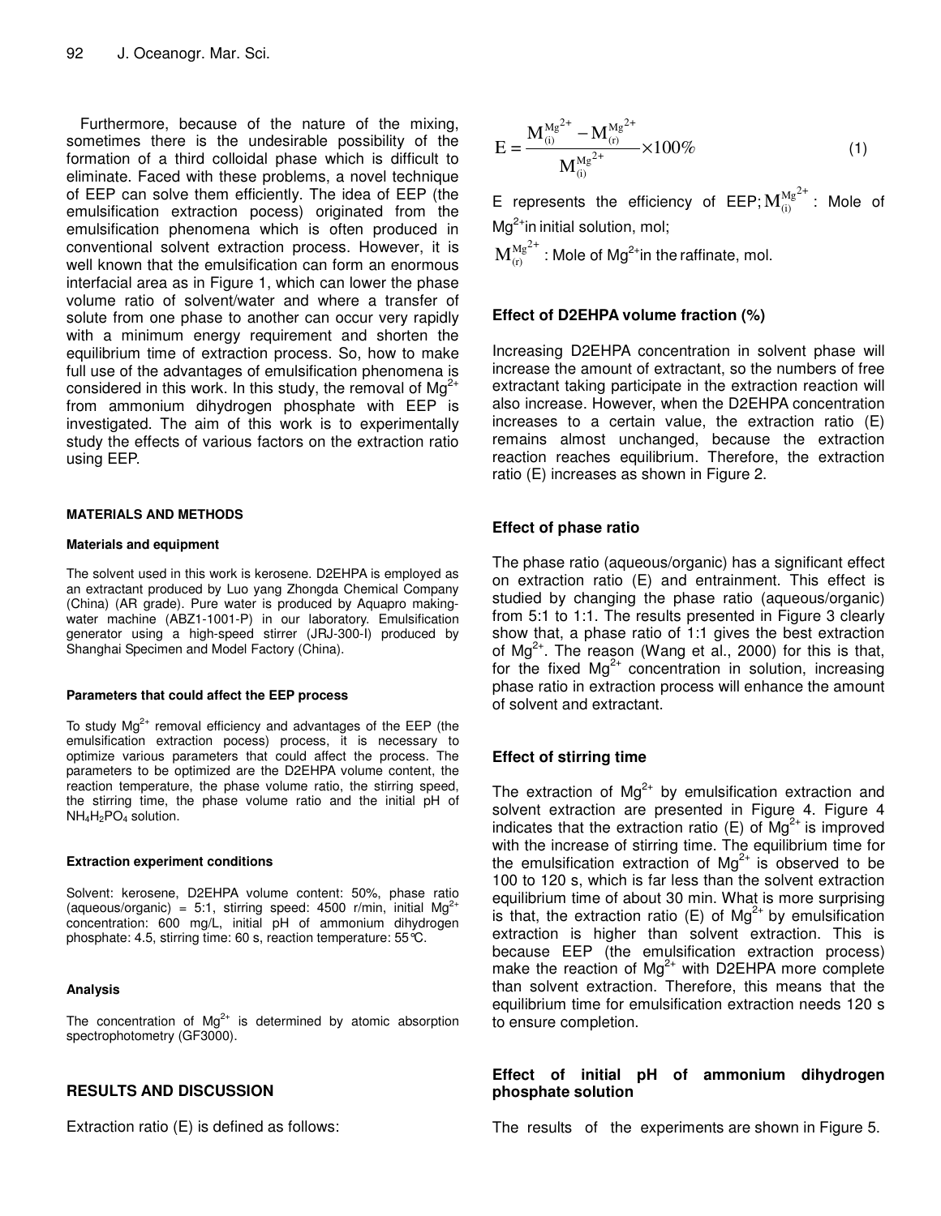Furthermore, because of the nature of the mixing, sometimes there is the undesirable possibility of the formation of a third colloidal phase which is difficult to eliminate. Faced with these problems, a novel technique of EEP can solve them efficiently. The idea of EEP (the emulsification extraction pocess) originated from the emulsification phenomena which is often produced in conventional solvent extraction process. However, it is well known that the emulsification can form an enormous interfacial area as in Figure 1, which can lower the phase volume ratio of solvent/water and where a transfer of solute from one phase to another can occur very rapidly with a minimum energy requirement and shorten the equilibrium time of extraction process. So, how to make full use of the advantages of emulsification phenomena is considered in this work. In this study, the removal of $Mg^{2+}$ from ammonium dihydrogen phosphate with EEP is investigated. The aim of this work is to experimentally study the effects of various factors on the extraction ratio using EEP.

## MATERIALS AND METHODS

### Materials and equipment

The solvent used in this work is kerosene. D2EHPA is employed as an extractant produced by Luo yang Zhongda Chemical Company (China) (AR grade). Pure water is produced by Aquapro making-water machine (ABZ1-1001-P) in our laboratory. Emulsification generator using a high-speed stirrer (JRJ-300-I) produced by Shanghai Specimen and Model Factory (China).

### Parameters that could affect the EEP process

To study $Mg^{2+}$ removal efficiency and advantages of the EEP (the emulsification extraction pocess) process, it is necessary to optimize various parameters that could affect the process. The parameters to be optimized are the D2EHPA volume content, the reaction temperature, the phase volume ratio, the stirring speed, the stirring time, the phase volume ratio and the initial pH of $NH_4H_2PO_4$ solution.

### Extraction experiment conditions

Solvent: kerosene, D2EHPA volume content: 50%, phase ratio (aqueous/organic) = 5:1, stirring speed: 4500 r/min, initial $Mg^{2+}$ concentration: 600 mg/L, initial pH of ammonium dihydrogen phosphate: 4.5, stirring time: 60 s, reaction temperature: 55°C.

### Analysis

The concentration of $Mg^{2+}$ is determined by atomic absorption spectrophotometry (GF3000).

## RESULTS AND DISCUSSION

Extraction ratio (E) is defined as follows:

$$E = \frac{M_{(i)}^{Mg^{2+}} - M_{(r)}^{Mg^{2+}}}{M_{(i)}^{Mg^{2+}}} \times 100\% \qquad (1)$$

E represents the efficiency of EEP; $M_{(i)}^{Mg^{2+}}$ : Mole of $Mg^{2+}$ in initial solution, mol;

$M_{(r)}^{Mg^{2+}}$ : Mole of $Mg^{2+}$ in the raffinate, mol.

### Effect of D2EHPA volume fraction (%)

Increasing D2EHPA concentration in solvent phase will increase the amount of extractant, so the numbers of free extractant taking participate in the extraction reaction will also increase. However, when the D2EHPA concentration increases to a certain value, the extraction ratio (E) remains almost unchanged, because the extraction reaction reaches equilibrium. Therefore, the extraction ratio (E) increases as shown in Figure 2.

### Effect of phase ratio

The phase ratio (aqueous/organic) has a significant effect on extraction ratio (E) and entrainment. This effect is studied by changing the phase ratio (aqueous/organic) from 5:1 to 1:1. The results presented in Figure 3 clearly show that, a phase ratio of 1:1 gives the best extraction of $Mg^{2+}$. The reason (Wang et al., 2000) for this is that, for the fixed $Mg^{2+}$ concentration in solution, increasing phase ratio in extraction process will enhance the amount of solvent and extractant.

### Effect of stirring time

The extraction of $Mg^{2+}$ by emulsification extraction and solvent extraction are presented in Figure 4. Figure 4 indicates that the extraction ratio (E) of $Mg^{2+}$ is improved with the increase of stirring time. The equilibrium time for the emulsification extraction of $Mg^{2+}$ is observed to be 100 to 120 s, which is far less than the solvent extraction equilibrium time of about 30 min. What is more surprising is that, the extraction ratio (E) of $Mg^{2+}$ by emulsification extraction is higher than solvent extraction. This is because EEP (the emulsification extraction process) make the reaction of $Mg^{2+}$ with D2EHPA more complete than solvent extraction. Therefore, this means that the equilibrium time for emulsification extraction needs 120 s to ensure completion.

### Effect of initial pH of ammonium dihydrogen phosphate solution

The results of the experiments are shown in Figure 5.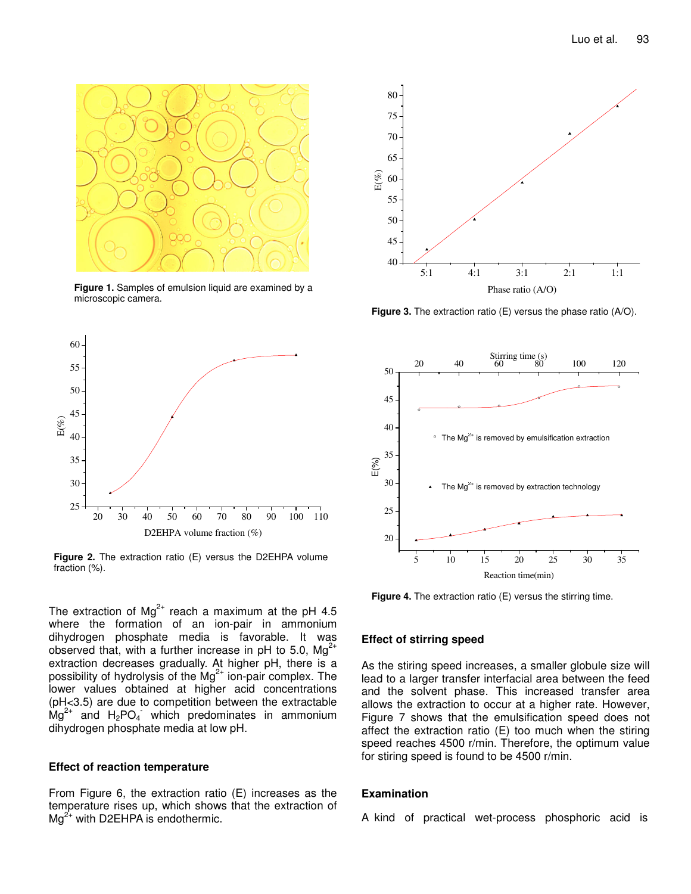Figure 1. Samples of emulsion liquid are examined by a microscopic camera.

Figure 2. The extraction ratio (E) versus the D2EHPA volume fraction (%).

Figure 3. The extraction ratio (E) versus the phase ratio (A/O).

Figure 4. The extraction ratio (E) versus the stirring time.

The extraction of $Mg^{2+}$ reach a maximum at the pH 4.5 where the formation of an ion-pair in ammonium dihydrogen phosphate media is favorable. It was observed that, with a further increase in pH to 5.0, $Mg^{2+}$ extraction decreases gradually. At higher pH, there is a possibility of hydrolysis of the $Mg^{2+}$ ion-pair complex. The lower values obtained at higher acid concentrations (pH<3.5) are due to competition between the extractable $Mg^{2+}$ and $H_2PO_4^-$ which predominates in ammonium dihydrogen phosphate media at low pH.

### Effect of reaction temperature

From Figure 6, the extraction ratio (E) increases as the temperature rises up, which shows that the extraction of $Mg^{2+}$ with D2EHPA is endothermic.

### Effect of stirring speed

As the stiring speed increases, a smaller globule size will lead to a larger transfer interfacial area between the feed and the solvent phase. This increased transfer area allows the extraction to occur at a higher rate. However, Figure 7 shows that the emulsification speed does not affect the extraction ratio (E) too much when the stiring speed reaches 4500 r/min. Therefore, the optimum value for stiring speed is found to be 4500 r/min.

### Examination

A kind of practical wet-process phosphoric acid is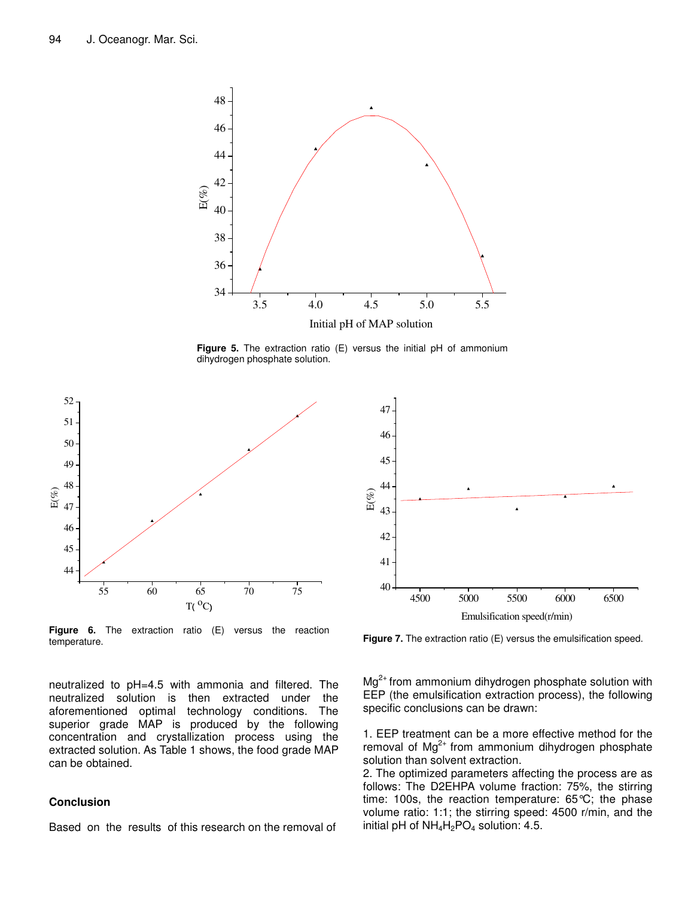Figure 5. The extraction ratio (E) versus the initial pH of ammonium dihydrogen phosphate solution.

Figure 6. The extraction ratio (E) versus the reaction temperature.

Figure 7. The extraction ratio (E) versus the emulsification speed.

neutralized to pH=4.5 with ammonia and filtered. The neutralized solution is then extracted under the aforementioned optimal technology conditions. The superior grade MAP is produced by the following concentration and crystallization process using the extracted solution. As Table 1 shows, the food grade MAP can be obtained.

## Conclusion

Based on the results of this research on the removal of $Mg^{2+}$ from ammonium dihydrogen phosphate solution with EEP (the emulsification extraction process), the following specific conclusions can be drawn:

1. EEP treatment can be a more effective method for the removal of $Mg^{2+}$ from ammonium dihydrogen phosphate solution than solvent extraction.
2. The optimized parameters affecting the process are as follows: The D2EHPA volume fraction: 75%, the stirring time: 100s, the reaction temperature: 65℃; the phase volume ratio: 1:1; the stirring speed: 4500 r/min, and the initial pH of $NH_4H_2PO_4$ solution: 4.5.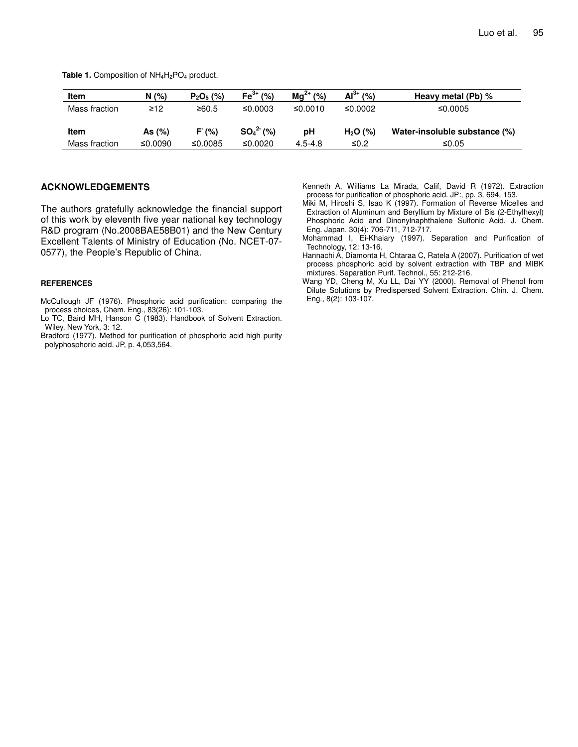**Table 1.** Composition of $NH_4H_2PO_4$ product.

| Item | N (%) | $P_2O_5$ (%) | $Fe^{3+}$ (%) | $Mg^{2+}$ (%) | $Al^{3+}$ (%) | Heavy metal (Pb) % |
|---|---|---|---|---|---|---|
| Mass fraction | ≥12 | ≥60.5 | ≤0.0003 | ≤0.0010 | ≤0.0002 | ≤0.0005 |
| **Item** | **As (%)** | **$F^-$ (%)** | **$SO_4^{2-}$ (%)** | **pH** | **$H_2O$ (%)** | **Water-insoluble substance (%)** |
| Mass fraction | ≤0.0090 | ≤0.0085 | ≤0.0020 | 4.5-4.8 | ≤0.2 | ≤0.05 |

## ACKNOWLEDGEMENTS

The authors gratefully acknowledge the financial support of this work by eleventh five year national key technology R&D program (No.2008BAE58B01) and the New Century Excellent Talents of Ministry of Education (No. NCET-07-0577), the People's Republic of China.

#### REFERENCES

McCullough JF (1976). Phosphoric acid purification: comparing the process choices, Chem. Eng., 83(26): 101-103.

Lo TC, Baird MH, Hanson C (1983). Handbook of Solvent Extraction. Wiley. New York, 3: 12.

Bradford (1977). Method for purification of phosphoric acid high purity polyphosphoric acid. JP, p. 4,053,564.

Kenneth A, Williams La Mirada, Calif, David R (1972). Extraction process for purification of phosphoric acid. JP:, pp. 3, 694, 153.

Miki M, Hiroshi S, Isao K (1997). Formation of Reverse Micelles and Extraction of Aluminum and Beryllium by Mixture of Bis (2-Ethylhexyl) Phosphoric Acid and Dinonylnaphthalene Sulfonic Acid. J. Chem. Eng. Japan. 30(4): 706-711, 712-717.

Mohammad I, Ei-Khaiary (1997). Separation and Purification of Technology, 12: 13-16.

Hannachi A, Diamonta H, Chtaraa C, Ratela A (2007). Purification of wet process phosphoric acid by solvent extraction with TBP and MIBK mixtures. Separation Purif. Technol., 55: 212-216.

Wang YD, Cheng M, Xu LL, Dai YY (2000). Removal of Phenol from Dilute Solutions by Predispersed Solvent Extraction. Chin. J. Chem. Eng., 8(2): 103-107.